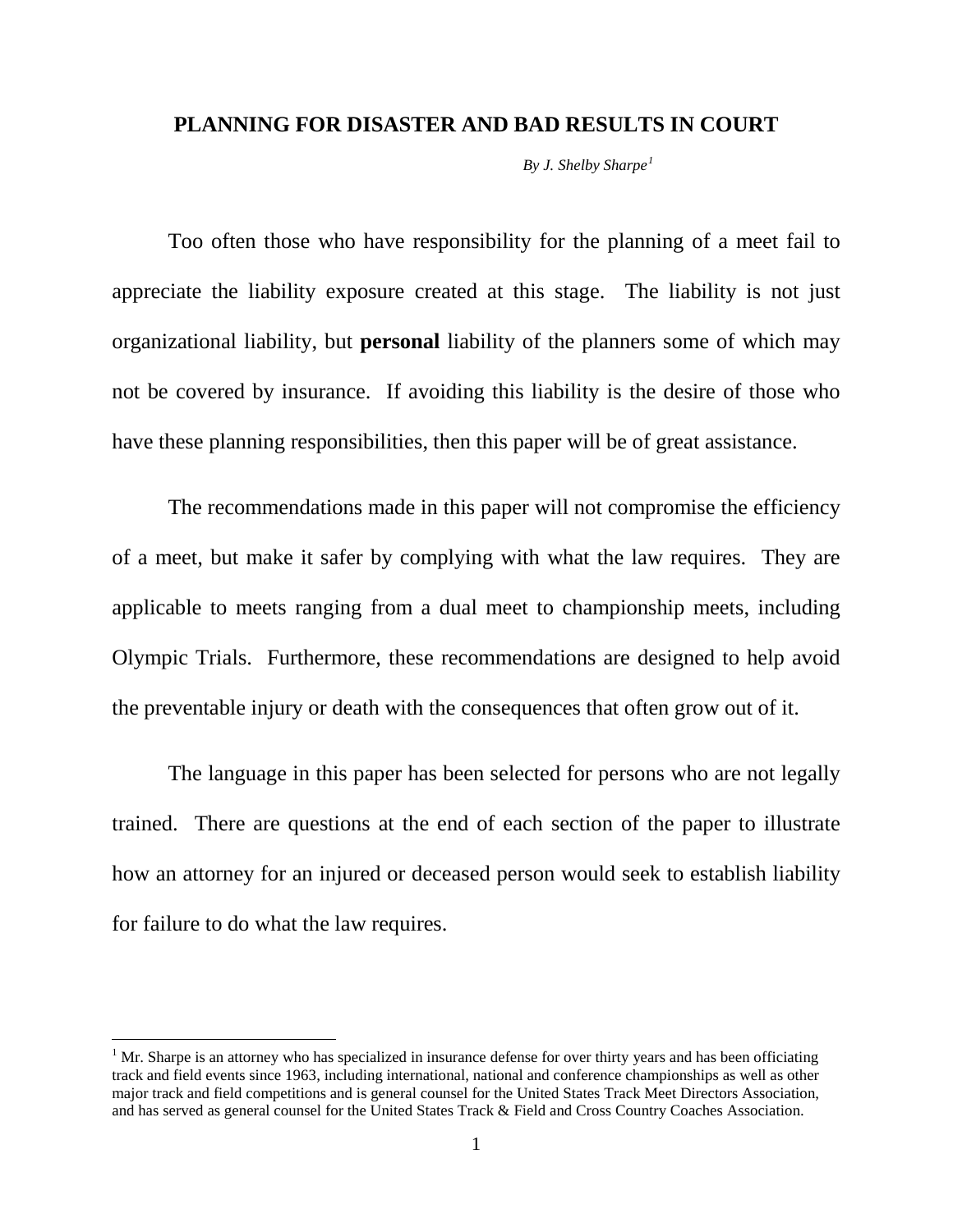# PLANNING FOR DISASTER AND BAD RESULTS IN COURT

*By J. Shelby Sharpe*[1]

Too often those who have responsibility for the planning of a meet fail to appreciate the liability exposure created at this stage. The liability is not just organizational liability, but **personal** liability of the planners some of which may not be covered by insurance. If avoiding this liability is the desire of those who have these planning responsibilities, then this paper will be of great assistance.

The recommendations made in this paper will not compromise the efficiency of a meet, but make it safer by complying with what the law requires. They are applicable to meets ranging from a dual meet to championship meets, including Olympic Trials. Furthermore, these recommendations are designed to help avoid the preventable injury or death with the consequences that often grow out of it.

The language in this paper has been selected for persons who are not legally trained. There are questions at the end of each section of the paper to illustrate how an attorney for an injured or deceased person would seek to establish liability for failure to do what the law requires.

---

[1] Mr. Sharpe is an attorney who has specialized in insurance defense for over thirty years and has been officiating track and field events since 1963, including international, national and conference championships as well as other major track and field competitions and is general counsel for the United States Track Meet Directors Association, and has served as general counsel for the United States Track & Field and Cross Country Coaches Association.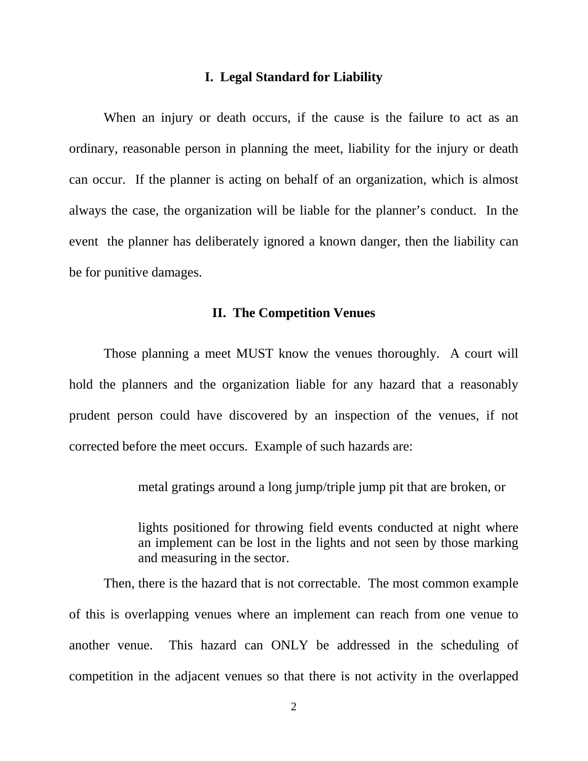## I. Legal Standard for Liability

When an injury or death occurs, if the cause is the failure to act as an ordinary, reasonable person in planning the meet, liability for the injury or death can occur. If the planner is acting on behalf of an organization, which is almost always the case, the organization will be liable for the planner's conduct. In the event the planner has deliberately ignored a known danger, then the liability can be for punitive damages.

## II. The Competition Venues

Those planning a meet MUST know the venues thoroughly. A court will hold the planners and the organization liable for any hazard that a reasonably prudent person could have discovered by an inspection of the venues, if not corrected before the meet occurs. Example of such hazards are:

> metal gratings around a long jump/triple jump pit that are broken, or
>
> lights positioned for throwing field events conducted at night where an implement can be lost in the lights and not seen by those marking and measuring in the sector.

Then, there is the hazard that is not correctable. The most common example of this is overlapping venues where an implement can reach from one venue to another venue. This hazard can ONLY be addressed in the scheduling of competition in the adjacent venues so that there is not activity in the overlapped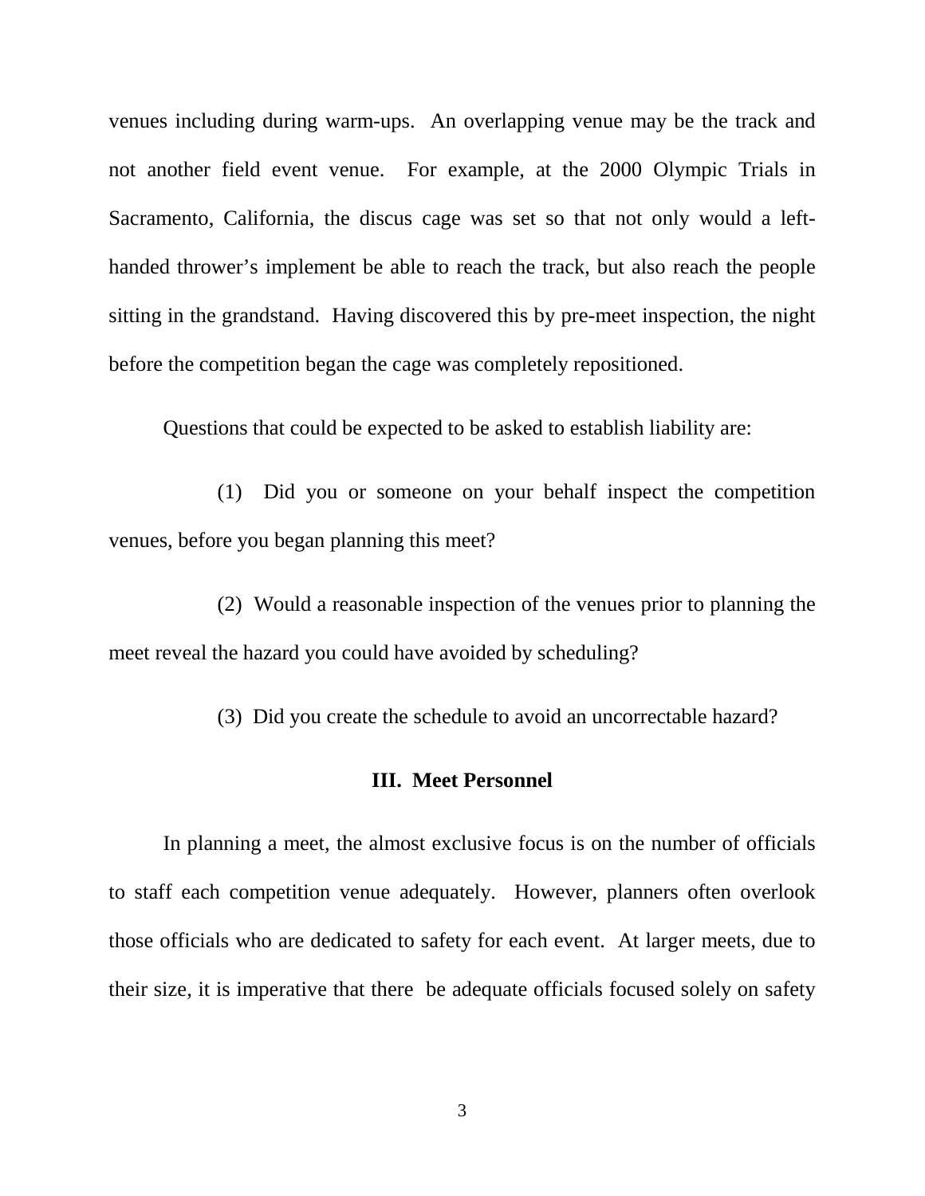venues including during warm-ups. An overlapping venue may be the track and not another field event venue. For example, at the 2000 Olympic Trials in Sacramento, California, the discus cage was set so that not only would a left-handed thrower's implement be able to reach the track, but also reach the people sitting in the grandstand. Having discovered this by pre-meet inspection, the night before the competition began the cage was completely repositioned.

Questions that could be expected to be asked to establish liability are:

(1) Did you or someone on your behalf inspect the competition venues, before you began planning this meet?

(2) Would a reasonable inspection of the venues prior to planning the meet reveal the hazard you could have avoided by scheduling?

(3) Did you create the schedule to avoid an uncorrectable hazard?

## III. Meet Personnel

In planning a meet, the almost exclusive focus is on the number of officials to staff each competition venue adequately. However, planners often overlook those officials who are dedicated to safety for each event. At larger meets, due to their size, it is imperative that there be adequate officials focused solely on safety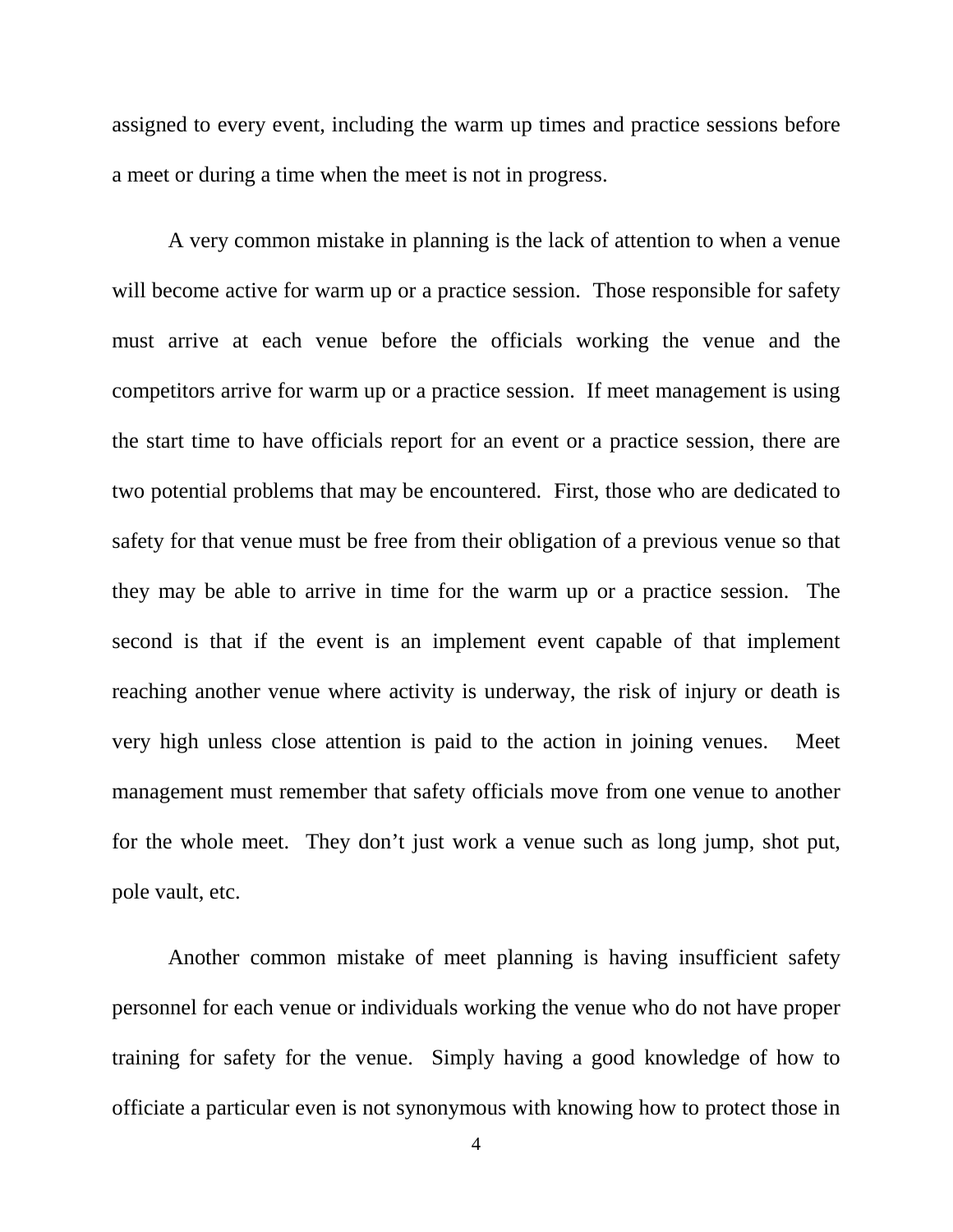assigned to every event, including the warm up times and practice sessions before a meet or during a time when the meet is not in progress.

A very common mistake in planning is the lack of attention to when a venue will become active for warm up or a practice session. Those responsible for safety must arrive at each venue before the officials working the venue and the competitors arrive for warm up or a practice session. If meet management is using the start time to have officials report for an event or a practice session, there are two potential problems that may be encountered. First, those who are dedicated to safety for that venue must be free from their obligation of a previous venue so that they may be able to arrive in time for the warm up or a practice session. The second is that if the event is an implement event capable of that implement reaching another venue where activity is underway, the risk of injury or death is very high unless close attention is paid to the action in joining venues. Meet management must remember that safety officials move from one venue to another for the whole meet. They don't just work a venue such as long jump, shot put, pole vault, etc.

Another common mistake of meet planning is having insufficient safety personnel for each venue or individuals working the venue who do not have proper training for safety for the venue. Simply having a good knowledge of how to officiate a particular even is not synonymous with knowing how to protect those in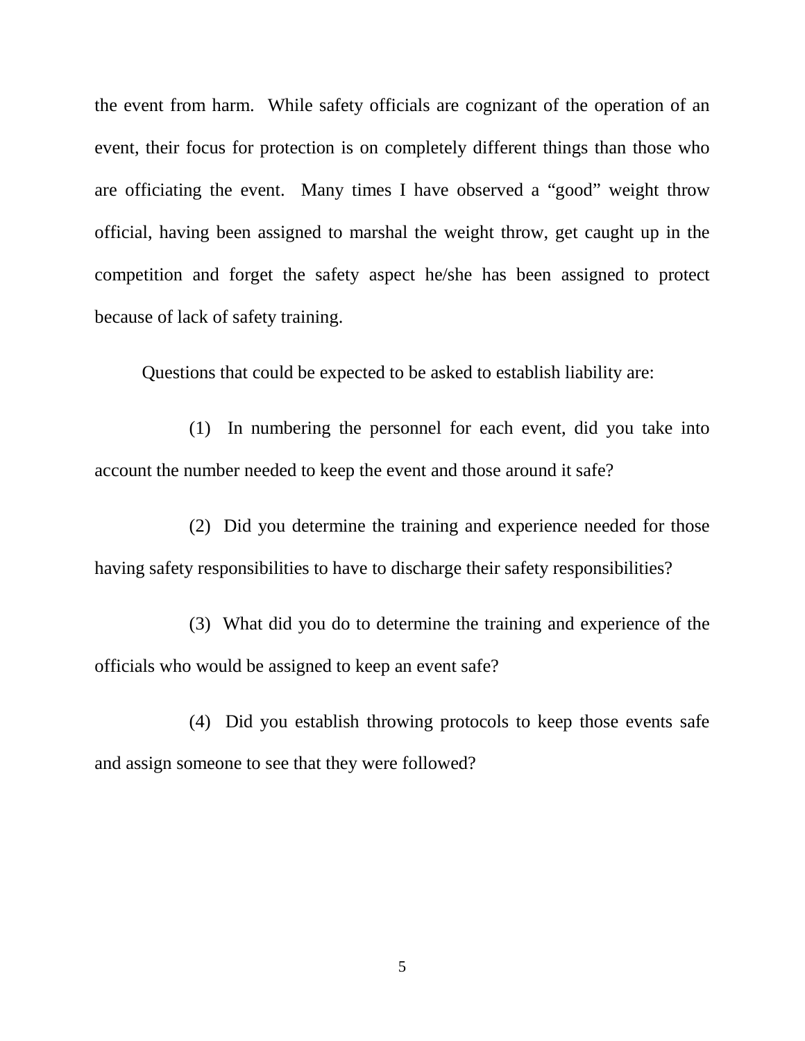the event from harm. While safety officials are cognizant of the operation of an event, their focus for protection is on completely different things than those who are officiating the event. Many times I have observed a "good" weight throw official, having been assigned to marshal the weight throw, get caught up in the competition and forget the safety aspect he/she has been assigned to protect because of lack of safety training.

Questions that could be expected to be asked to establish liability are:

(1) In numbering the personnel for each event, did you take into account the number needed to keep the event and those around it safe?

(2) Did you determine the training and experience needed for those having safety responsibilities to have to discharge their safety responsibilities?

(3) What did you do to determine the training and experience of the officials who would be assigned to keep an event safe?

(4) Did you establish throwing protocols to keep those events safe and assign someone to see that they were followed?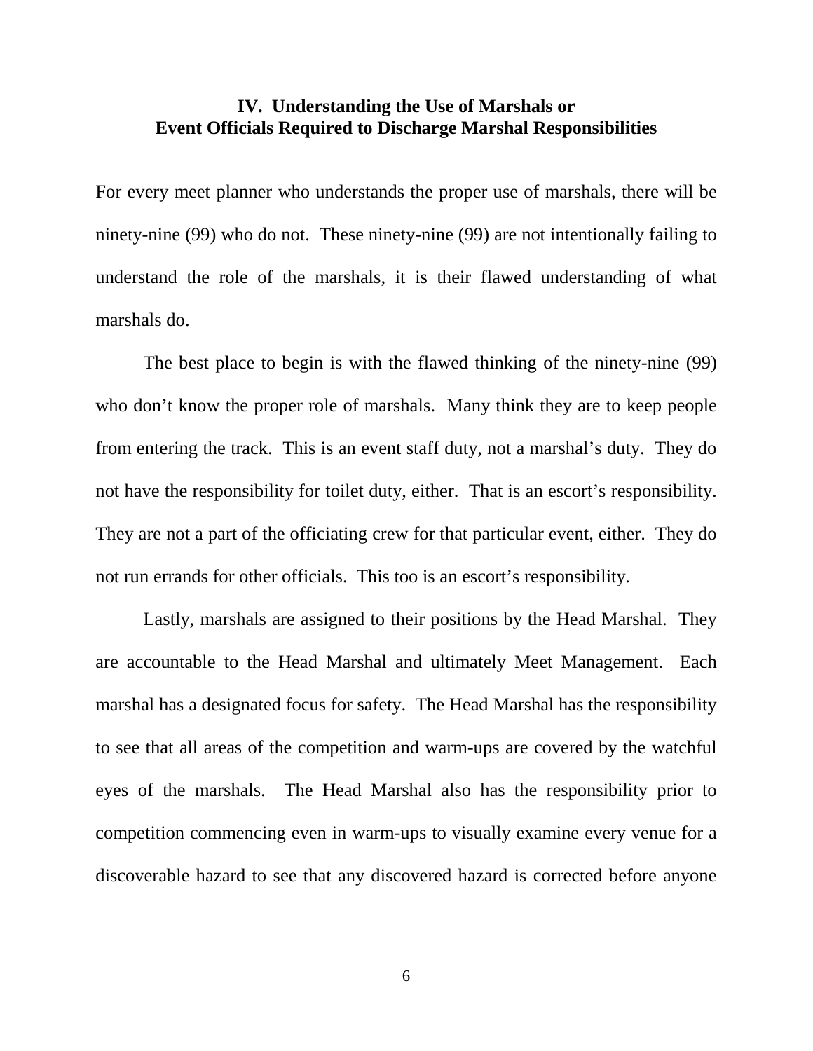## IV. Understanding the Use of Marshals or Event Officials Required to Discharge Marshal Responsibilities

For every meet planner who understands the proper use of marshals, there will be ninety-nine (99) who do not. These ninety-nine (99) are not intentionally failing to understand the role of the marshals, it is their flawed understanding of what marshals do.

The best place to begin is with the flawed thinking of the ninety-nine (99) who don't know the proper role of marshals. Many think they are to keep people from entering the track. This is an event staff duty, not a marshal's duty. They do not have the responsibility for toilet duty, either. That is an escort's responsibility. They are not a part of the officiating crew for that particular event, either. They do not run errands for other officials. This too is an escort's responsibility.

Lastly, marshals are assigned to their positions by the Head Marshal. They are accountable to the Head Marshal and ultimately Meet Management. Each marshal has a designated focus for safety. The Head Marshal has the responsibility to see that all areas of the competition and warm-ups are covered by the watchful eyes of the marshals. The Head Marshal also has the responsibility prior to competition commencing even in warm-ups to visually examine every venue for a discoverable hazard to see that any discovered hazard is corrected before anyone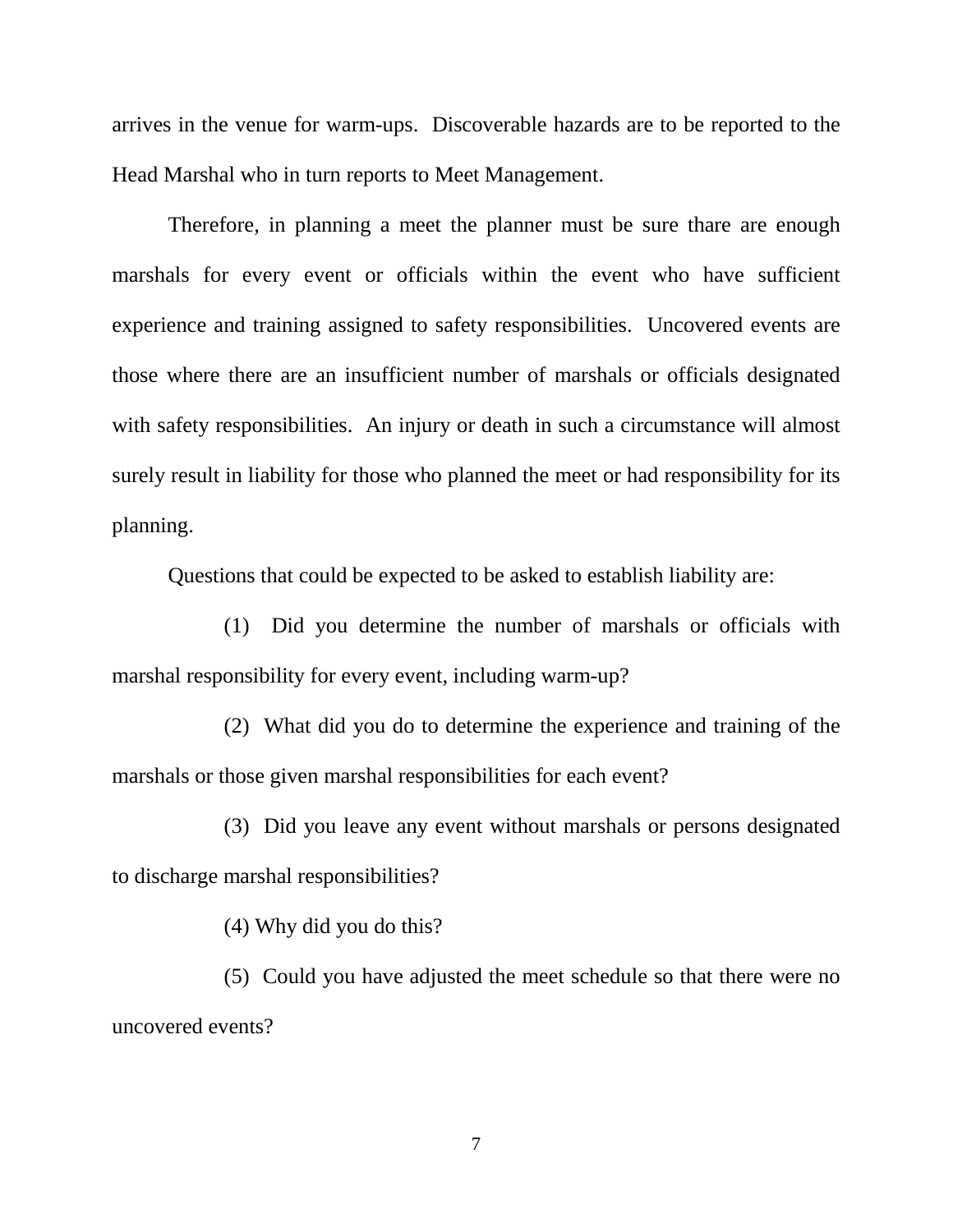arrives in the venue for warm-ups. Discoverable hazards are to be reported to the Head Marshal who in turn reports to Meet Management.

Therefore, in planning a meet the planner must be sure thare are enough marshals for every event or officials within the event who have sufficient experience and training assigned to safety responsibilities. Uncovered events are those where there are an insufficient number of marshals or officials designated with safety responsibilities. An injury or death in such a circumstance will almost surely result in liability for those who planned the meet or had responsibility for its planning.

Questions that could be expected to be asked to establish liability are:

(1) Did you determine the number of marshals or officials with marshal responsibility for every event, including warm-up?

(2) What did you do to determine the experience and training of the marshals or those given marshal responsibilities for each event?

(3) Did you leave any event without marshals or persons designated to discharge marshal responsibilities?

(4) Why did you do this?

(5) Could you have adjusted the meet schedule so that there were no uncovered events?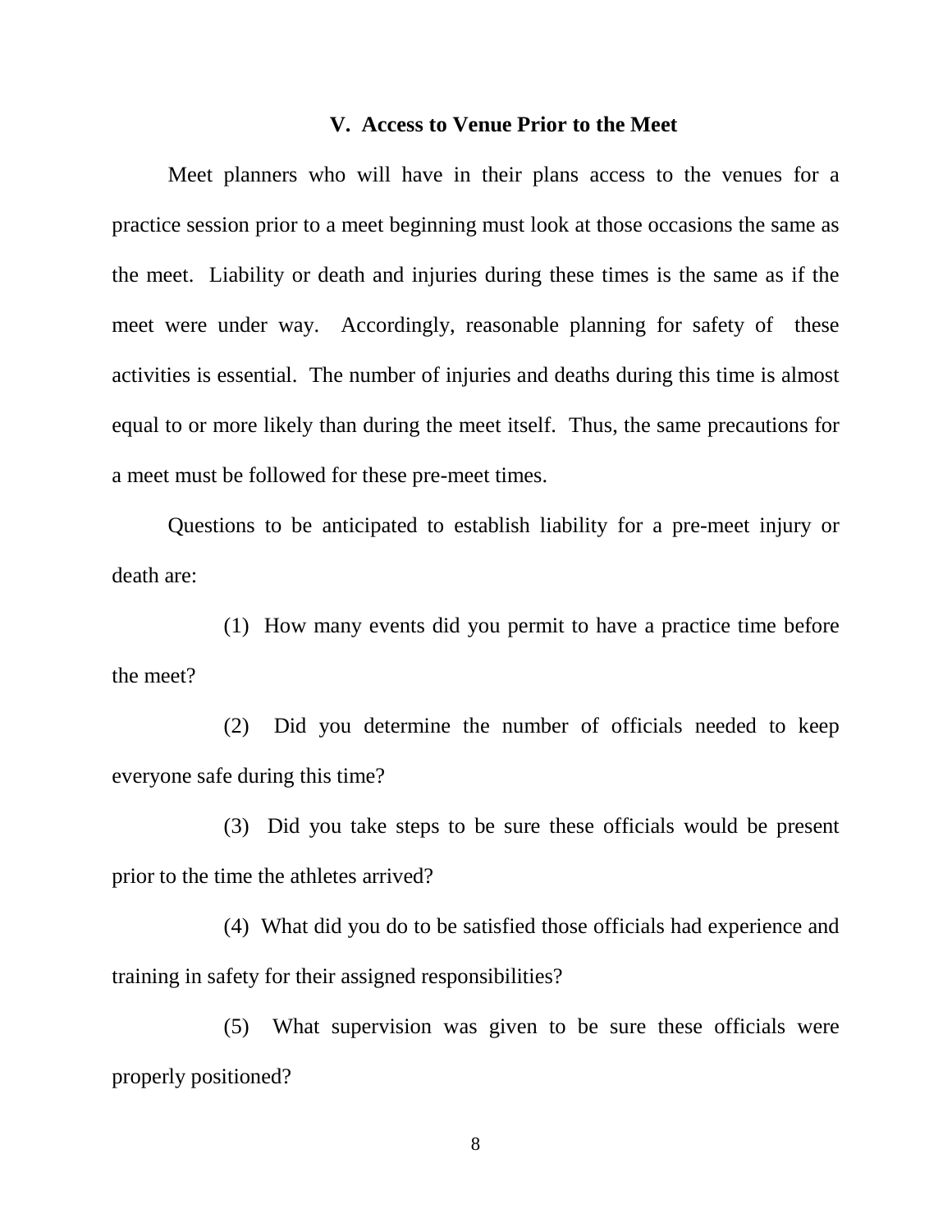## V. Access to Venue Prior to the Meet

Meet planners who will have in their plans access to the venues for a practice session prior to a meet beginning must look at those occasions the same as the meet. Liability or death and injuries during these times is the same as if the meet were under way. Accordingly, reasonable planning for safety of these activities is essential. The number of injuries and deaths during this time is almost equal to or more likely than during the meet itself. Thus, the same precautions for a meet must be followed for these pre-meet times.

Questions to be anticipated to establish liability for a pre-meet injury or death are:

(1) How many events did you permit to have a practice time before the meet?

(2) Did you determine the number of officials needed to keep everyone safe during this time?

(3) Did you take steps to be sure these officials would be present prior to the time the athletes arrived?

(4) What did you do to be satisfied those officials had experience and training in safety for their assigned responsibilities?

(5) What supervision was given to be sure these officials were properly positioned?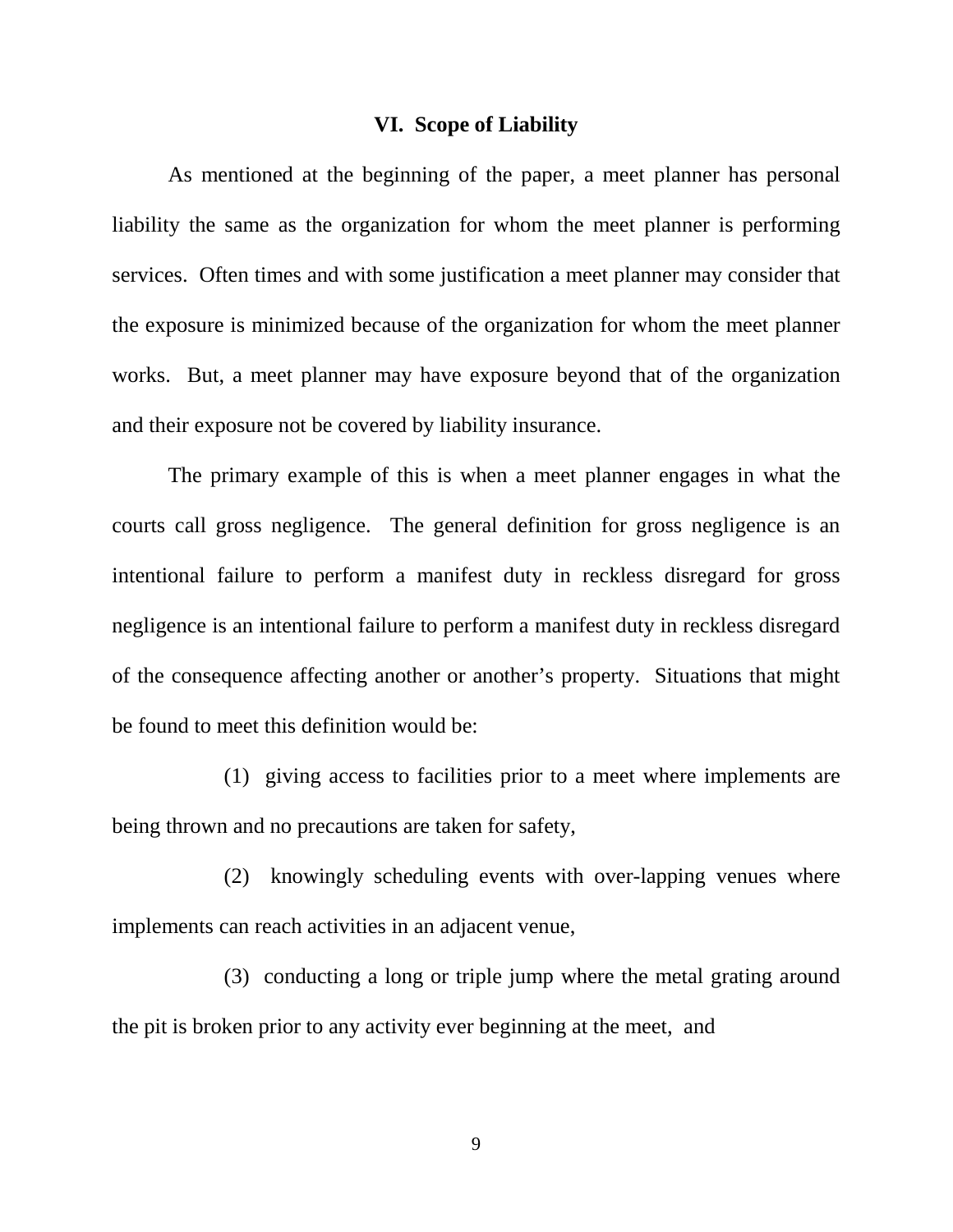## VI. Scope of Liability

As mentioned at the beginning of the paper, a meet planner has personal liability the same as the organization for whom the meet planner is performing services. Often times and with some justification a meet planner may consider that the exposure is minimized because of the organization for whom the meet planner works. But, a meet planner may have exposure beyond that of the organization and their exposure not be covered by liability insurance.

The primary example of this is when a meet planner engages in what the courts call gross negligence. The general definition for gross negligence is an intentional failure to perform a manifest duty in reckless disregard for gross negligence is an intentional failure to perform a manifest duty in reckless disregard of the consequence affecting another or another's property. Situations that might be found to meet this definition would be:

(1) giving access to facilities prior to a meet where implements are being thrown and no precautions are taken for safety,

(2) knowingly scheduling events with over-lapping venues where implements can reach activities in an adjacent venue,

(3) conducting a long or triple jump where the metal grating around the pit is broken prior to any activity ever beginning at the meet, and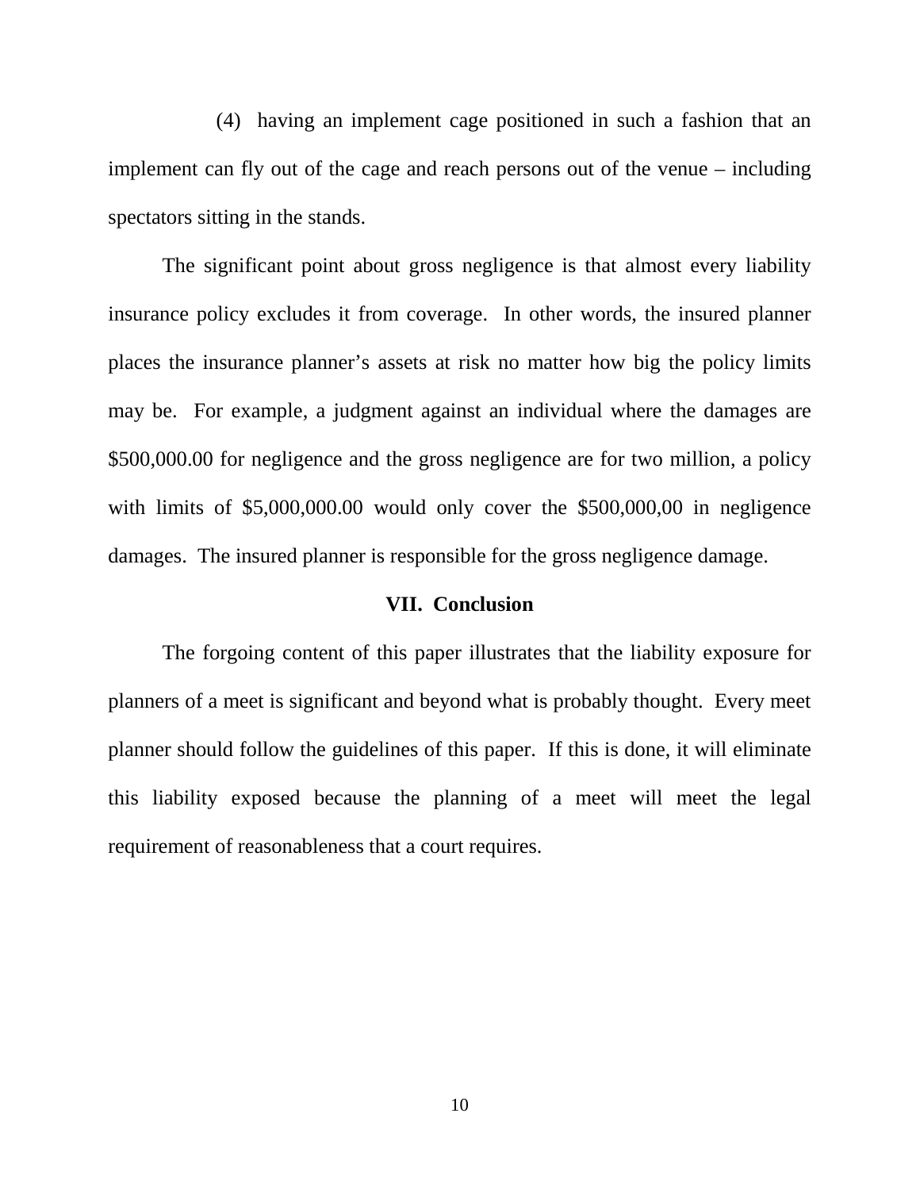(4) having an implement cage positioned in such a fashion that an implement can fly out of the cage and reach persons out of the venue – including spectators sitting in the stands.

The significant point about gross negligence is that almost every liability insurance policy excludes it from coverage. In other words, the insured planner places the insurance planner's assets at risk no matter how big the policy limits may be. For example, a judgment against an individual where the damages are $500,000.00 for negligence and the gross negligence are for two million, a policy with limits of $5,000,000.00 would only cover the $500,000,00 in negligence damages. The insured planner is responsible for the gross negligence damage.

## VII. Conclusion

The forgoing content of this paper illustrates that the liability exposure for planners of a meet is significant and beyond what is probably thought. Every meet planner should follow the guidelines of this paper. If this is done, it will eliminate this liability exposed because the planning of a meet will meet the legal requirement of reasonableness that a court requires.